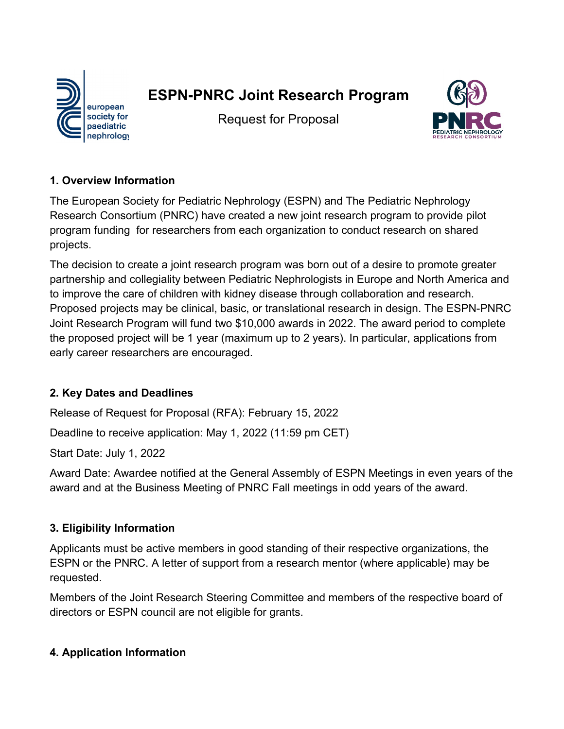# ESPN-PNRC Joint Research Program

Request for Proposal

## 1. Overview Information

The European Society for Pediatric Nephrology (ESPN) and The Pediatric Nephrology Research Consortium (PNRC) have created a new joint research program to provide pilot program funding for researchers from each organization to conduct research on shared projects.

The decision to create a joint research program was born out of a desire to promote greater partnership and collegiality between Pediatric Nephrologists in Europe and North America and to improve the care of children with kidney disease through collaboration and research. Proposed projects may be clinical, basic, or translational research in design. The ESPN-PNRC Joint Research Program will fund two $10,000 awards in 2022. The award period to complete the proposed project will be 1 year (maximum up to 2 years). In particular, applications from early career researchers are encouraged.

## 2. Key Dates and Deadlines

Release of Request for Proposal (RFA): February 15, 2022

Deadline to receive application: May 1, 2022 (11:59 pm CET)

Start Date: July 1, 2022

Award Date: Awardee notified at the General Assembly of ESPN Meetings in even years of the award and at the Business Meeting of PNRC Fall meetings in odd years of the award.

## 3. Eligibility Information

Applicants must be active members in good standing of their respective organizations, the ESPN or the PNRC. A letter of support from a research mentor (where applicable) may be requested.

Members of the Joint Research Steering Committee and members of the respective board of directors or ESPN council are not eligible for grants.

## 4. Application Information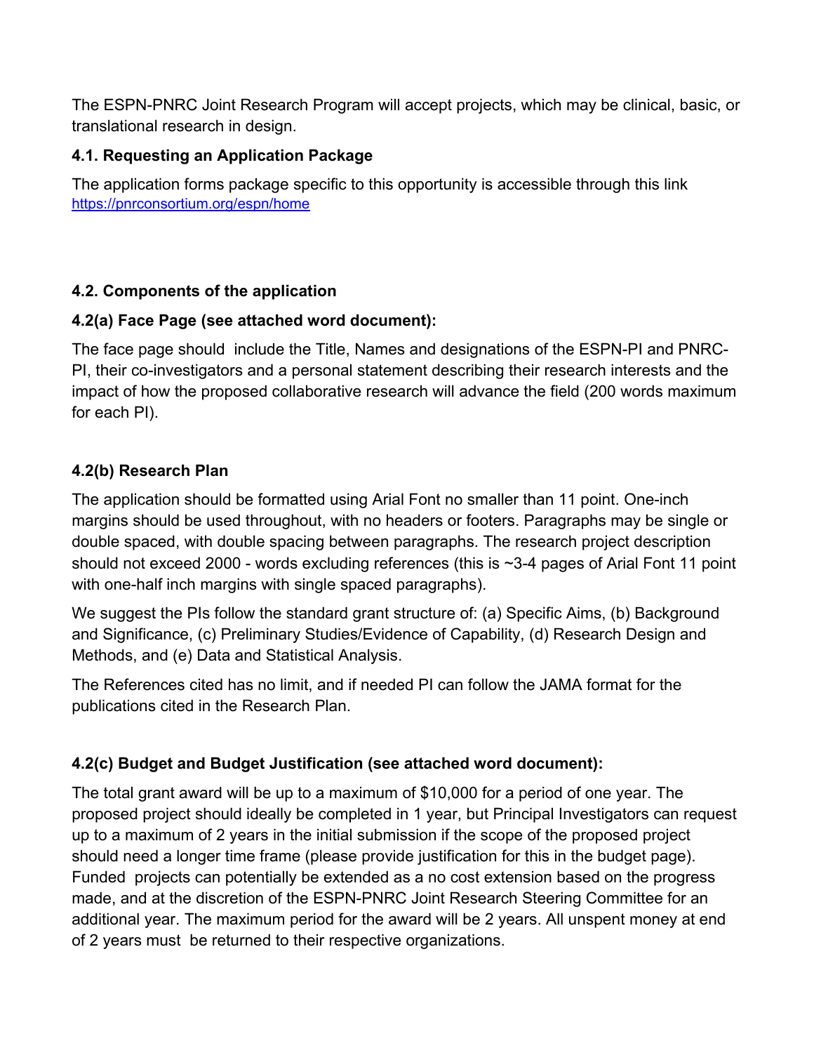The ESPN-PNRC Joint Research Program will accept projects, which may be clinical, basic, or translational research in design.

### 4.1. Requesting an Application Package

The application forms package specific to this opportunity is accessible through this link https://pnrconsortium.org/espn/home

### 4.2. Components of the application

#### 4.2(a) Face Page (see attached word document):

The face page should include the Title, Names and designations of the ESPN-PI and PNRC-PI, their co-investigators and a personal statement describing their research interests and the impact of how the proposed collaborative research will advance the field (200 words maximum for each PI).

#### 4.2(b) Research Plan

The application should be formatted using Arial Font no smaller than 11 point. One-inch margins should be used throughout, with no headers or footers. Paragraphs may be single or double spaced, with double spacing between paragraphs. The research project description should not exceed 2000 - words excluding references (this is ~3-4 pages of Arial Font 11 point with one-half inch margins with single spaced paragraphs).

We suggest the PIs follow the standard grant structure of: (a) Specific Aims, (b) Background and Significance, (c) Preliminary Studies/Evidence of Capability, (d) Research Design and Methods, and (e) Data and Statistical Analysis.

The References cited has no limit, and if needed PI can follow the JAMA format for the publications cited in the Research Plan.

#### 4.2(c) Budget and Budget Justification (see attached word document):

The total grant award will be up to a maximum of $10,000 for a period of one year. The proposed project should ideally be completed in 1 year, but Principal Investigators can request up to a maximum of 2 years in the initial submission if the scope of the proposed project should need a longer time frame (please provide justification for this in the budget page). Funded projects can potentially be extended as a no cost extension based on the progress made, and at the discretion of the ESPN-PNRC Joint Research Steering Committee for an additional year. The maximum period for the award will be 2 years. All unspent money at end of 2 years must be returned to their respective organizations.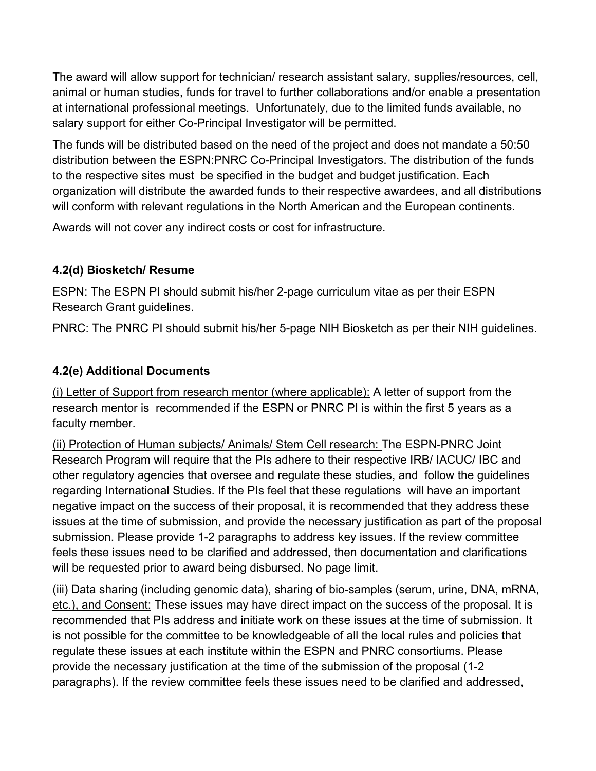The award will allow support for technician/ research assistant salary, supplies/resources, cell, animal or human studies, funds for travel to further collaborations and/or enable a presentation at international professional meetings. Unfortunately, due to the limited funds available, no salary support for either Co-Principal Investigator will be permitted.

The funds will be distributed based on the need of the project and does not mandate a 50:50 distribution between the ESPN:PNRC Co-Principal Investigators. The distribution of the funds to the respective sites must be specified in the budget and budget justification. Each organization will distribute the awarded funds to their respective awardees, and all distributions will conform with relevant regulations in the North American and the European continents.

Awards will not cover any indirect costs or cost for infrastructure.

### 4.2(d) Biosketch/ Resume

ESPN: The ESPN PI should submit his/her 2-page curriculum vitae as per their ESPN Research Grant guidelines.

PNRC: The PNRC PI should submit his/her 5-page NIH Biosketch as per their NIH guidelines.

### 4.2(e) Additional Documents

<u>(i) Letter of Support from research mentor (where applicable):</u> A letter of support from the research mentor is recommended if the ESPN or PNRC PI is within the first 5 years as a faculty member.

<u>(ii) Protection of Human subjects/ Animals/ Stem Cell research:</u> The ESPN-PNRC Joint Research Program will require that the PIs adhere to their respective IRB/ IACUC/ IBC and other regulatory agencies that oversee and regulate these studies, and follow the guidelines regarding International Studies. If the PIs feel that these regulations will have an important negative impact on the success of their proposal, it is recommended that they address these issues at the time of submission, and provide the necessary justification as part of the proposal submission. Please provide 1-2 paragraphs to address key issues. If the review committee feels these issues need to be clarified and addressed, then documentation and clarifications will be requested prior to award being disbursed. No page limit.

<u>(iii) Data sharing (including genomic data), sharing of bio-samples (serum, urine, DNA, mRNA, etc.), and Consent:</u> These issues may have direct impact on the success of the proposal. It is recommended that PIs address and initiate work on these issues at the time of submission. It is not possible for the committee to be knowledgeable of all the local rules and policies that regulate these issues at each institute within the ESPN and PNRC consortiums. Please provide the necessary justification at the time of the submission of the proposal (1-2 paragraphs). If the review committee feels these issues need to be clarified and addressed,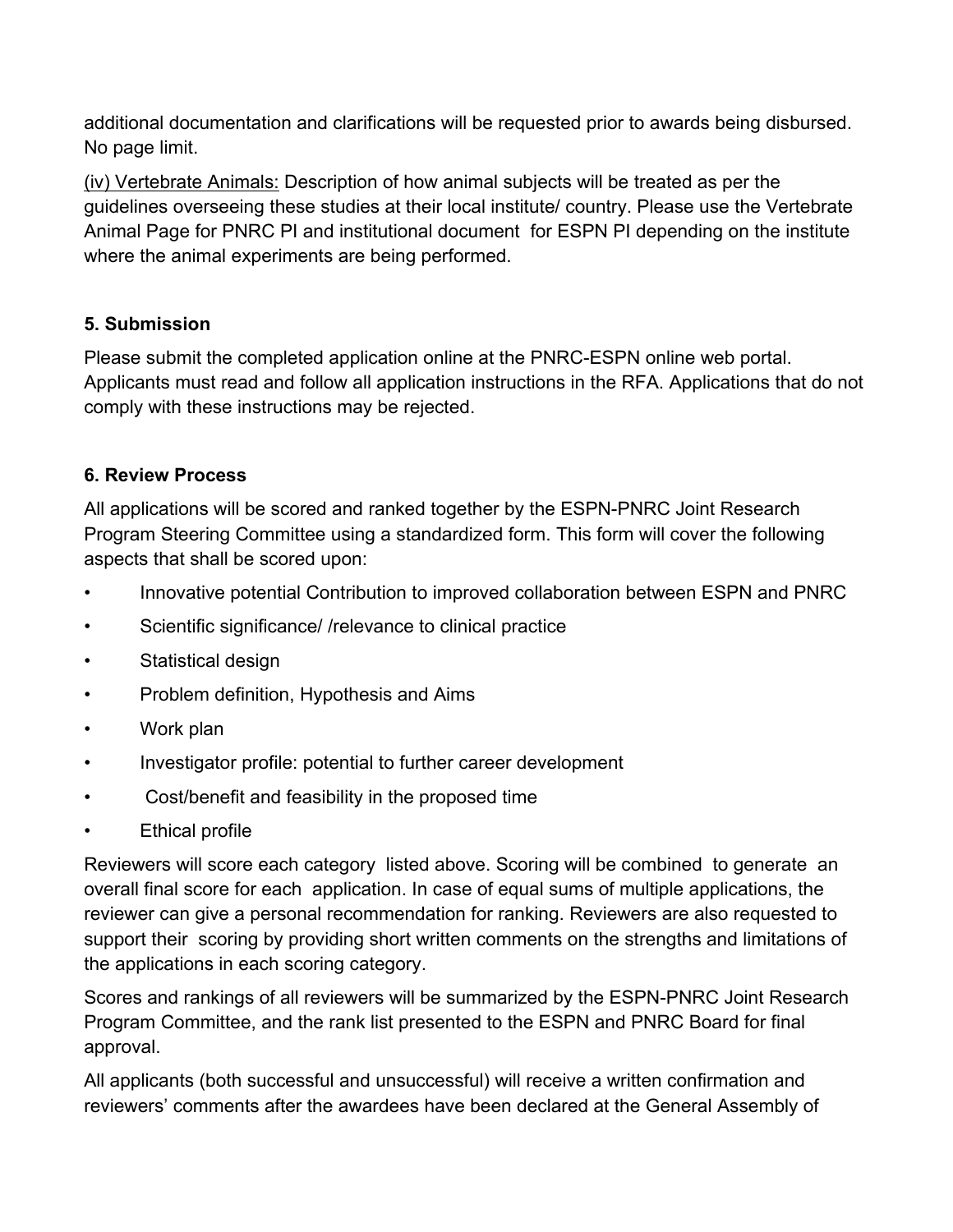additional documentation and clarifications will be requested prior to awards being disbursed. No page limit.

<u>(iv) Vertebrate Animals:</u> Description of how animal subjects will be treated as per the guidelines overseeing these studies at their local institute/ country. Please use the Vertebrate Animal Page for PNRC PI and institutional document for ESPN PI depending on the institute where the animal experiments are being performed.

### 5. Submission

Please submit the completed application online at the PNRC-ESPN online web portal. Applicants must read and follow all application instructions in the RFA. Applications that do not comply with these instructions may be rejected.

### 6. Review Process

All applications will be scored and ranked together by the ESPN-PNRC Joint Research Program Steering Committee using a standardized form. This form will cover the following aspects that shall be scored upon:

- Innovative potential Contribution to improved collaboration between ESPN and PNRC
- Scientific significance/ /relevance to clinical practice
- Statistical design
- Problem definition, Hypothesis and Aims
- Work plan
- Investigator profile: potential to further career development
- Cost/benefit and feasibility in the proposed time
- Ethical profile

Reviewers will score each category listed above. Scoring will be combined to generate an overall final score for each application. In case of equal sums of multiple applications, the reviewer can give a personal recommendation for ranking. Reviewers are also requested to support their scoring by providing short written comments on the strengths and limitations of the applications in each scoring category.

Scores and rankings of all reviewers will be summarized by the ESPN-PNRC Joint Research Program Committee, and the rank list presented to the ESPN and PNRC Board for final approval.

All applicants (both successful and unsuccessful) will receive a written confirmation and reviewers' comments after the awardees have been declared at the General Assembly of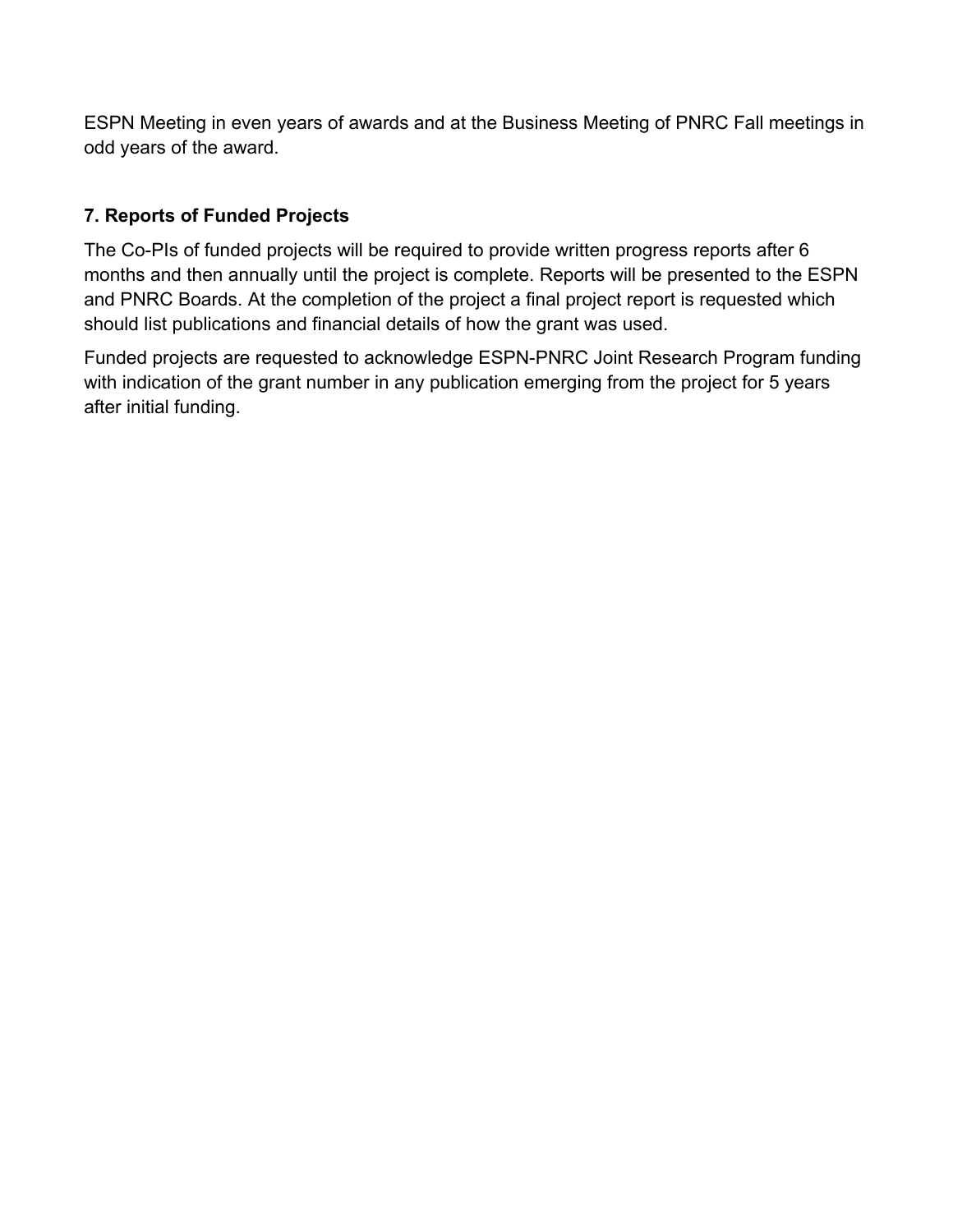ESPN Meeting in even years of awards and at the Business Meeting of PNRC Fall meetings in odd years of the award.

### 7. Reports of Funded Projects

The Co-PIs of funded projects will be required to provide written progress reports after 6 months and then annually until the project is complete. Reports will be presented to the ESPN and PNRC Boards. At the completion of the project a final project report is requested which should list publications and financial details of how the grant was used.

Funded projects are requested to acknowledge ESPN-PNRC Joint Research Program funding with indication of the grant number in any publication emerging from the project for 5 years after initial funding.